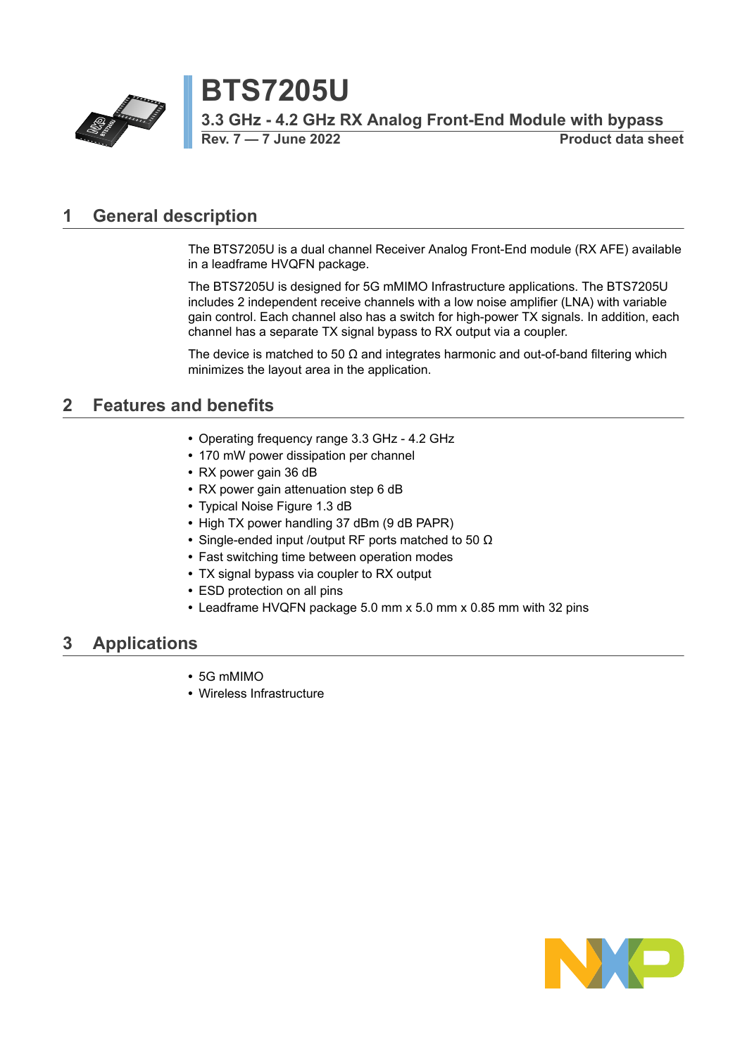# BTS7205U

## 3.3 GHz - 4.2 GHz RX Analog Front-End Module with bypass

**Rev. 7 — 7 June 2022** **Product data sheet**

## 1 General description

The BTS7205U is a dual channel Receiver Analog Front-End module (RX AFE) available in a leadframe HVQFN package.

The BTS7205U is designed for 5G mMIMO Infrastructure applications. The BTS7205U includes 2 independent receive channels with a low noise amplifier (LNA) with variable gain control. Each channel also has a switch for high-power TX signals. In addition, each channel has a separate TX signal bypass to RX output via a coupler.

The device is matched to 50 Ω and integrates harmonic and out-of-band filtering which minimizes the layout area in the application.

## 2 Features and benefits

- Operating frequency range 3.3 GHz - 4.2 GHz
- 170 mW power dissipation per channel
- RX power gain 36 dB
- RX power gain attenuation step 6 dB
- Typical Noise Figure 1.3 dB
- High TX power handling 37 dBm (9 dB PAPR)
- Single-ended input /output RF ports matched to 50 Ω
- Fast switching time between operation modes
- TX signal bypass via coupler to RX output
- ESD protection on all pins
- Leadframe HVQFN package 5.0 mm x 5.0 mm x 0.85 mm with 32 pins

## 3 Applications

- 5G mMIMO
- Wireless Infrastructure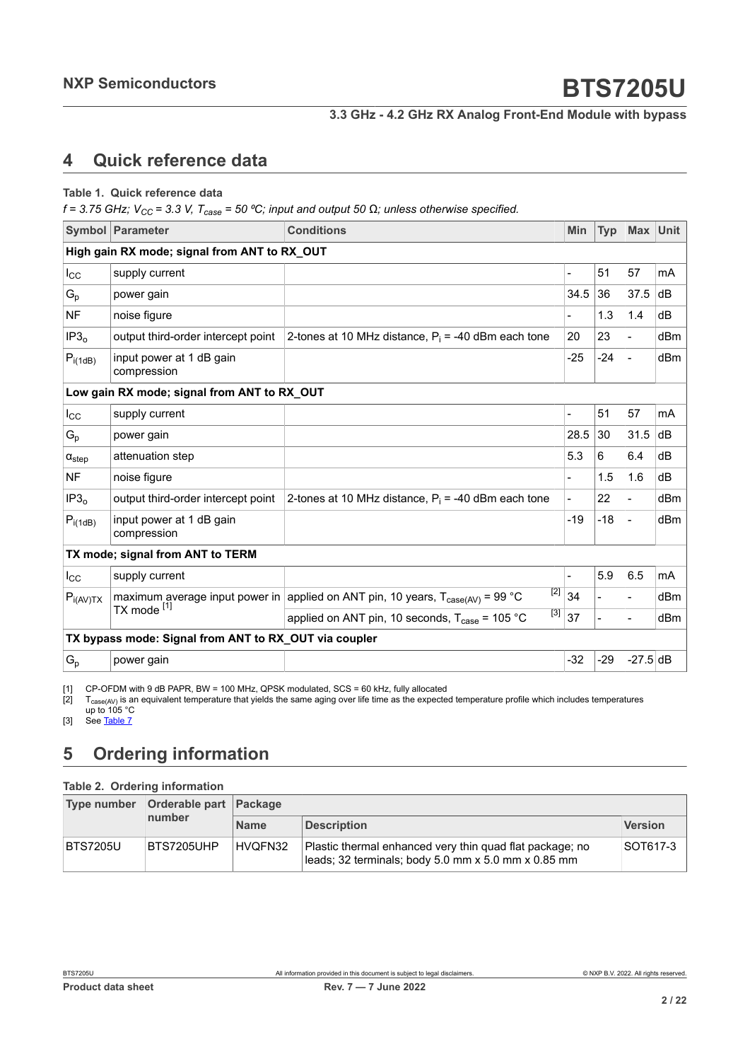## 4 Quick reference data

**Table 1. Quick reference data**

*f = 3.75 GHz; $V_{CC}$ = 3.3 V, $T_{case}$ = 50 ºC; input and output 50 Ω; unless otherwise specified.*

| Symbol | Parameter | Conditions | | Min | Typ | Max | Unit |
|---|---|---|---|---|---|---|---|
| **High gain RX mode; signal from ANT to RX_OUT** | | | | | | | |
| $I_{CC}$ | supply current | | | - | 51 | 57 | mA |
| $G_p$ | power gain | | | 34.5 | 36 | 37.5 | dB |
| NF | noise figure | | | - | 1.3 | 1.4 | dB |
| $IP3_o$ | output third-order intercept point | 2-tones at 10 MHz distance, $P_i$ = -40 dBm each tone | | 20 | 23 | - | dBm |
| $P_{i(1dB)}$ | input power at 1 dB gain compression | | | -25 | -24 | - | dBm |
| **Low gain RX mode; signal from ANT to RX_OUT** | | | | | | | |
| $I_{CC}$ | supply current | | | - | 51 | 57 | mA |
| $G_p$ | power gain | | | 28.5 | 30 | 31.5 | dB |
| $\alpha_{step}$ | attenuation step | | | 5.3 | 6 | 6.4 | dB |
| NF | noise figure | | | - | 1.5 | 1.6 | dB |
| $IP3_o$ | output third-order intercept point | 2-tones at 10 MHz distance, $P_i$ = -40 dBm each tone | | - | 22 | - | dBm |
| $P_{i(1dB)}$ | input power at 1 dB gain compression | | | -19 | -18 | - | dBm |
| **TX mode; signal from ANT to TERM** | | | | | | | |
| $I_{CC}$ | supply current | | | - | 5.9 | 6.5 | mA |
| $P_{i(AV)TX}$ | maximum average input power in TX mode [1] | applied on ANT pin, 10 years, $T_{case(AV)}$ = 99 °C | [2] | 34 | - | - | dBm |
| | | applied on ANT pin, 10 seconds, $T_{case}$ = 105 °C | [3] | 37 | - | - | dBm |
| **TX bypass mode: Signal from ANT to RX_OUT via coupler** | | | | | | | |
| $G_p$ | power gain | | | -32 | -29 | -27.5 | dB |

[1] CP-OFDM with 9 dB PAPR, BW = 100 MHz, QPSK modulated, SCS = 60 kHz, fully allocated

[2] $T_{case(AV)}$ is an equivalent temperature that yields the same aging over life time as the expected temperature profile which includes temperatures up to 105 °C

[3] See Table 7

## 5 Ordering information

**Table 2. Ordering information**

| Type number | Orderable part number | Package | | |
|---|---|---|---|---|
| | | Name | Description | Version |
| BTS7205U | BTS7205UHP | HVQFN32 | Plastic thermal enhanced very thin quad flat package; no leads; 32 terminals; body 5.0 mm x 5.0 mm x 0.85 mm | SOT617-3 |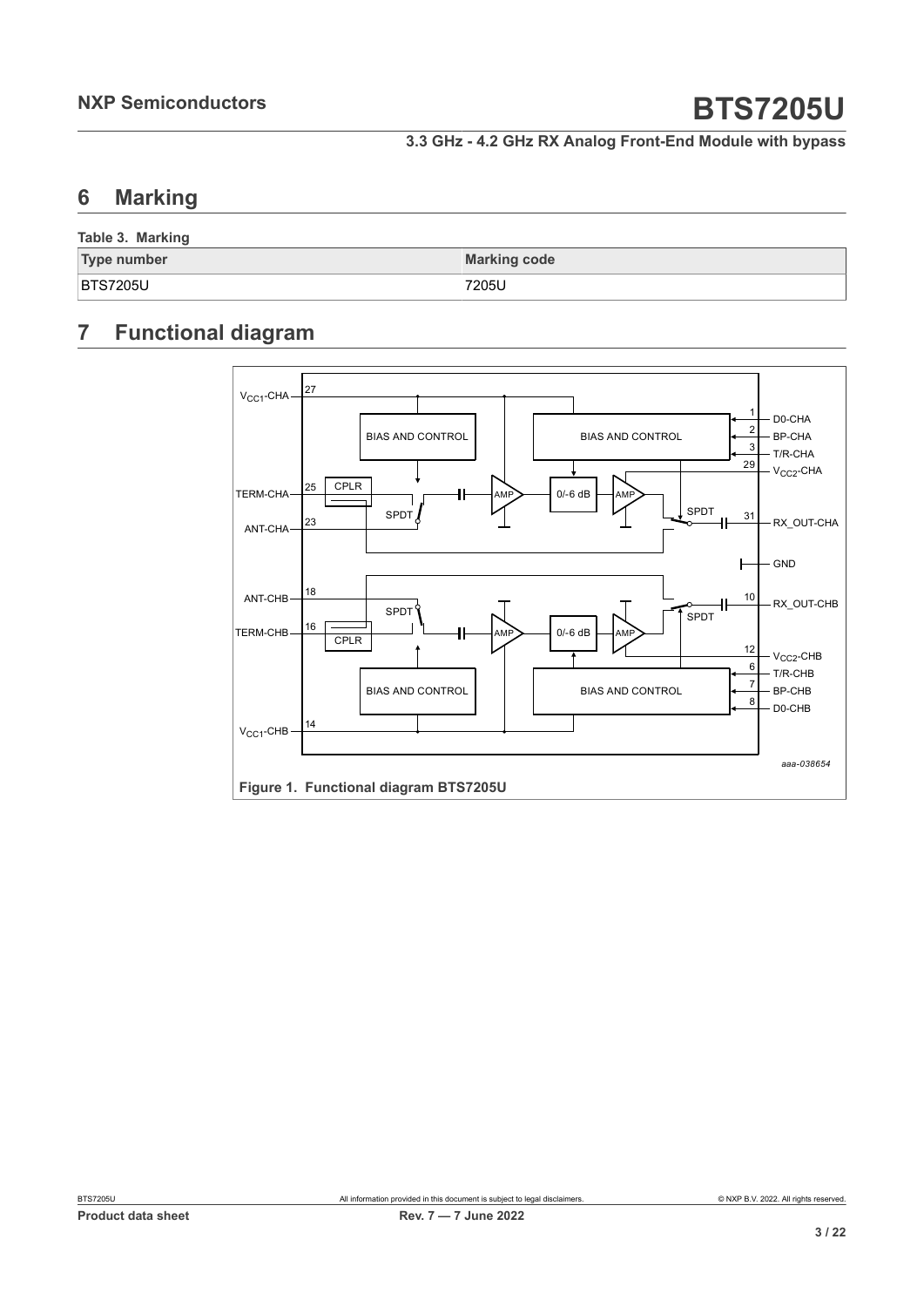## 6 Marking

**Table 3. Marking**

| Type number | Marking code |
|---|---|
| BTS7205U | 7205U |

## 7 Functional diagram

**Figure 1. Functional diagram BTS7205U**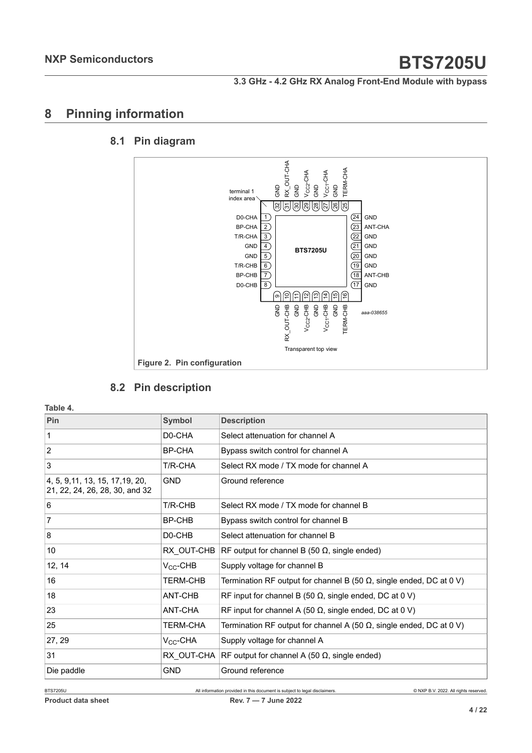# 8 Pinning information

## 8.1 Pin diagram

Figure 2. Pin configuration

## 8.2 Pin description

**Table 4.**

| Pin | Symbol | Description |
|---|---|---|
| 1 | D0-CHA | Select attenuation for channel A |
| 2 | BP-CHA | Bypass switch control for channel A |
| 3 | T/R-CHA | Select RX mode / TX mode for channel A |
| 4, 5, 9,11, 13, 15, 17,19, 20, 21, 22, 24, 26, 28, 30, and 32 | GND | Ground reference |
| 6 | T/R-CHB | Select RX mode / TX mode for channel B |
| 7 | BP-CHB | Bypass switch control for channel B |
| 8 | D0-CHB | Select attenuation for channel B |
| 10 | RX_OUT-CHB | RF output for channel B (50 Ω, single ended) |
| 12, 14 | $V_{CC}$-CHB | Supply voltage for channel B |
| 16 | TERM-CHB | Termination RF output for channel B (50 Ω, single ended, DC at 0 V) |
| 18 | ANT-CHB | RF input for channel B (50 Ω, single ended, DC at 0 V) |
| 23 | ANT-CHA | RF input for channel A (50 Ω, single ended, DC at 0 V) |
| 25 | TERM-CHA | Termination RF output for channel A (50 Ω, single ended, DC at 0 V) |
| 27, 29 | $V_{CC}$-CHA | Supply voltage for channel A |
| 31 | RX_OUT-CHA | RF output for channel A (50 Ω, single ended) |
| Die paddle | GND | Ground reference |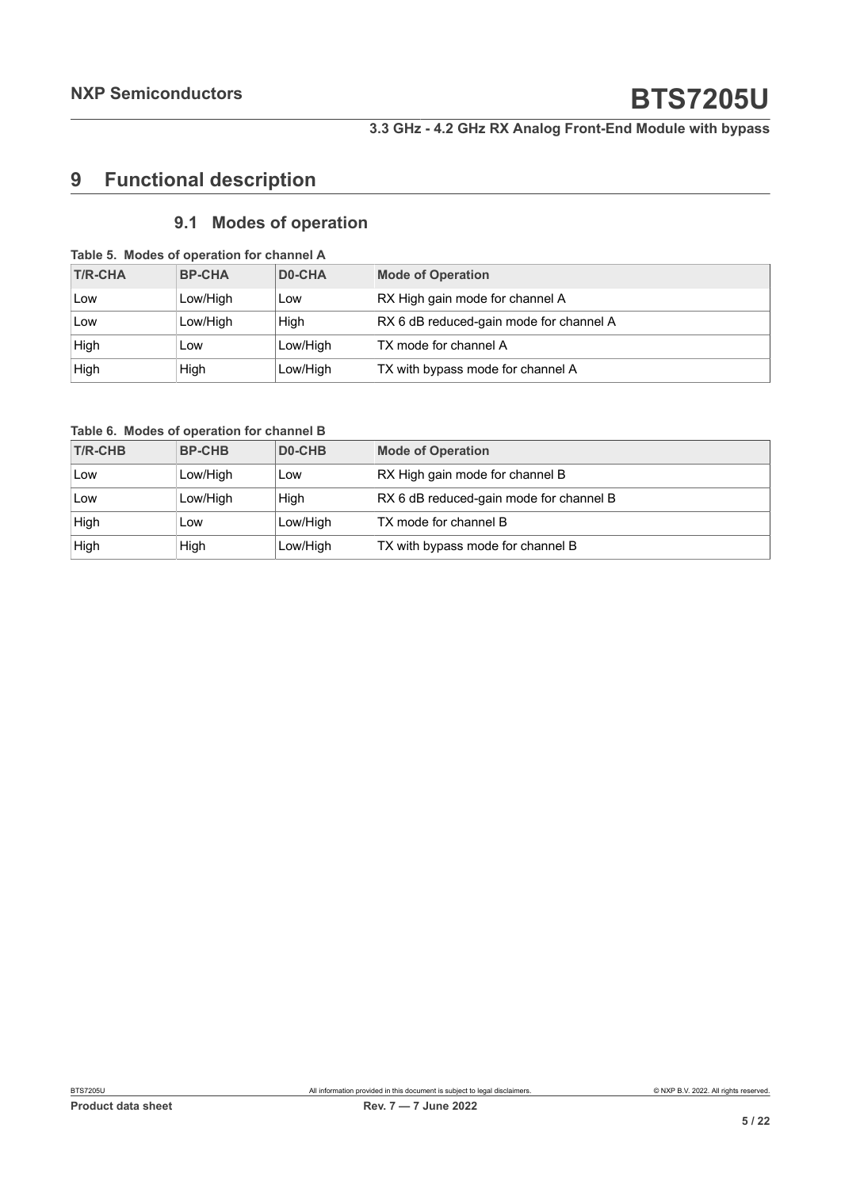# 9 Functional description

## 9.1 Modes of operation

**Table 5. Modes of operation for channel A**

| T/R-CHA | BP-CHA | D0-CHA | Mode of Operation |
|---|---|---|---|
| Low | Low/High | Low | RX High gain mode for channel A |
| Low | Low/High | High | RX 6 dB reduced-gain mode for channel A |
| High | Low | Low/High | TX mode for channel A |
| High | High | Low/High | TX with bypass mode for channel A |

**Table 6. Modes of operation for channel B**

| T/R-CHB | BP-CHB | D0-CHB | Mode of Operation |
|---|---|---|---|
| Low | Low/High | Low | RX High gain mode for channel B |
| Low | Low/High | High | RX 6 dB reduced-gain mode for channel B |
| High | Low | Low/High | TX mode for channel B |
| High | High | Low/High | TX with bypass mode for channel B |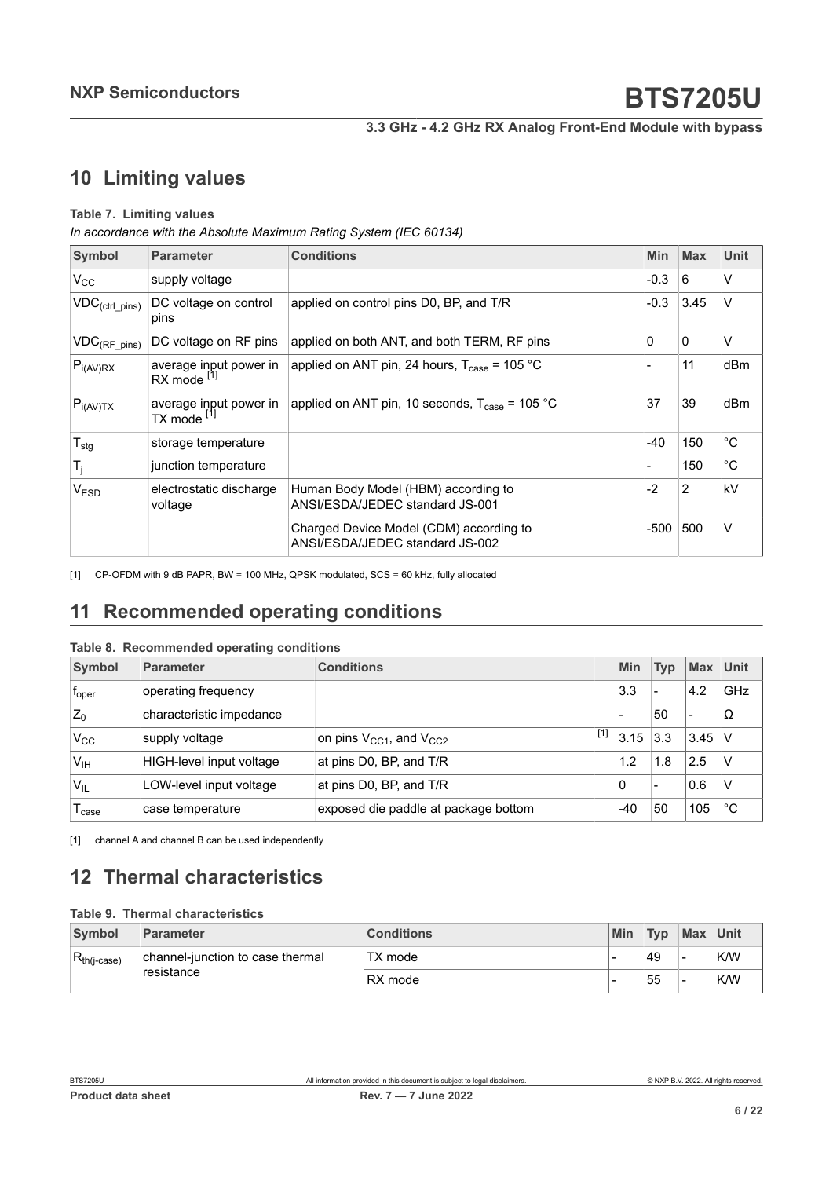## 10 Limiting values

**Table 7. Limiting values**

*In accordance with the Absolute Maximum Rating System (IEC 60134)*

| Symbol | Parameter | Conditions | Min | Max | Unit |
|---|---|---|---|---|---|
| $V_{CC}$ | supply voltage | | -0.3 | 6 | V |
| $VDC_{(ctrl\_pins)}$ | DC voltage on control pins | applied on control pins D0, BP, and T/R | -0.3 | 3.45 | V |
| $VDC_{(RF\_pins)}$ | DC voltage on RF pins | applied on both ANT, and both TERM, RF pins | 0 | 0 | V |
| $P_{i(AV)RX}$ | average input power in RX mode [1] | applied on ANT pin, 24 hours, $T_{case}$ = 105 °C | - | 11 | dBm |
| $P_{i(AV)TX}$ | average input power in TX mode [1] | applied on ANT pin, 10 seconds, $T_{case}$ = 105 °C | 37 | 39 | dBm |
| $T_{stg}$ | storage temperature | | -40 | 150 | °C |
| $T_j$ | junction temperature | | - | 150 | °C |
| $V_{ESD}$ | electrostatic discharge voltage | Human Body Model (HBM) according to ANSI/ESDA/JEDEC standard JS-001 | -2 | 2 | kV |
| | | Charged Device Model (CDM) according to ANSI/ESDA/JEDEC standard JS-002 | -500 | 500 | V |

[1] CP-OFDM with 9 dB PAPR, BW = 100 MHz, QPSK modulated, SCS = 60 kHz, fully allocated

## 11 Recommended operating conditions

**Table 8. Recommended operating conditions**

| Symbol | Parameter | Conditions | Min | Typ | Max | Unit |
|---|---|---|---|---|---|---|
| $f_{oper}$ | operating frequency | | 3.3 | - | 4.2 | GHz |
| $Z_0$ | characteristic impedance | | - | 50 | - | Ω |
| $V_{CC}$ | supply voltage | on pins $V_{CC1}$, and $V_{CC2}$ [1] | 3.15 | 3.3 | 3.45 | V |
| $V_{IH}$ | HIGH-level input voltage | at pins D0, BP, and T/R | 1.2 | 1.8 | 2.5 | V |
| $V_{IL}$ | LOW-level input voltage | at pins D0, BP, and T/R | 0 | - | 0.6 | V |
| $T_{case}$ | case temperature | exposed die paddle at package bottom | -40 | 50 | 105 | °C |

[1] channel A and channel B can be used independently

## 12 Thermal characteristics

**Table 9. Thermal characteristics**

| Symbol | Parameter | Conditions | Min | Typ | Max | Unit |
|---|---|---|---|---|---|---|
| $R_{th(j-case)}$ | channel-junction to case thermal resistance | TX mode | - | 49 | - | K/W |
| | | RX mode | - | 55 | - | K/W |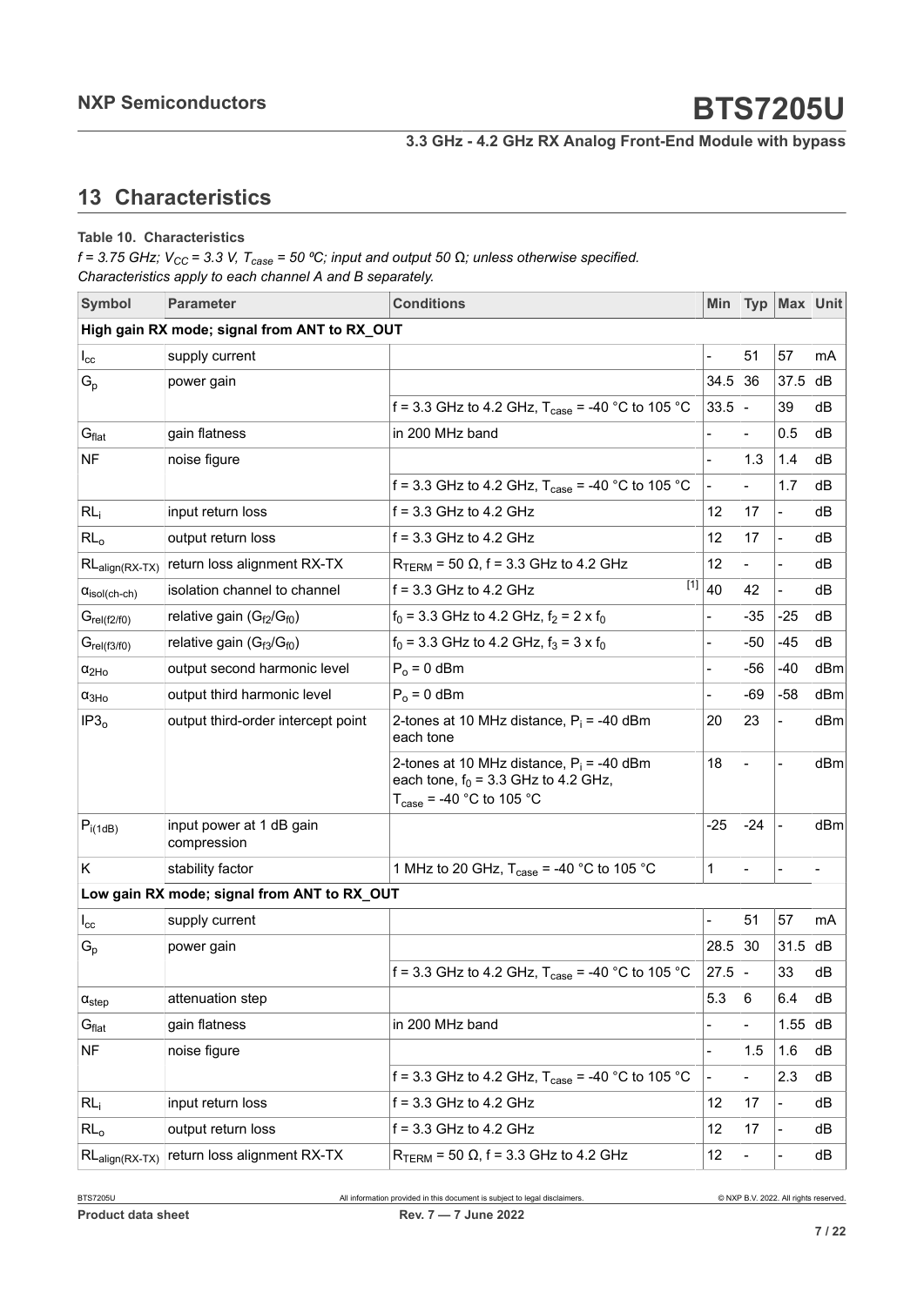## 13 Characteristics

**Table 10. Characteristics**

*f = 3.75 GHz; $V_{CC}$ = 3.3 V, $T_{case}$ = 50 ºC; input and output 50 Ω; unless otherwise specified.*
*Characteristics apply to each channel A and B separately.*

| Symbol | Parameter | Conditions | Min | Typ | Max | Unit |
|---|---|---|---|---|---|---|
| **High gain RX mode; signal from ANT to RX_OUT** | | | | | | |
| $I_{cc}$ | supply current | | - | 51 | 57 | mA |
| $G_p$ | power gain | | 34.5 | 36 | 37.5 | dB |
| | | f = 3.3 GHz to 4.2 GHz, $T_{case}$ = -40 °C to 105 °C | 33.5 | - | 39 | dB |
| $G_{flat}$ | gain flatness | in 200 MHz band | - | - | 0.5 | dB |
| NF | noise figure | | - | 1.3 | 1.4 | dB |
| | | f = 3.3 GHz to 4.2 GHz, $T_{case}$ = -40 °C to 105 °C | - | - | 1.7 | dB |
| $RL_i$ | input return loss | f = 3.3 GHz to 4.2 GHz | 12 | 17 | - | dB |
| $RL_o$ | output return loss | f = 3.3 GHz to 4.2 GHz | 12 | 17 | - | dB |
| $RL_{align(RX-TX)}$ | return loss alignment RX-TX | $R_{TERM}$ = 50 Ω, f = 3.3 GHz to 4.2 GHz | 12 | - | - | dB |
| $\alpha_{isol(ch-ch)}$ | isolation channel to channel | f = 3.3 GHz to 4.2 GHz [1] | 40 | 42 | - | dB |
| $G_{rel(f2/f0)}$ | relative gain ($G_{f2}/G_{f0}$) | $f_0$ = 3.3 GHz to 4.2 GHz, $f_2$ = 2 x $f_0$ | - | -35 | -25 | dB |
| $G_{rel(f3/f0)}$ | relative gain ($G_{f3}/G_{f0}$) | $f_0$ = 3.3 GHz to 4.2 GHz, $f_3$ = 3 x $f_0$ | - | -50 | -45 | dB |
| $\alpha_{2Ho}$ | output second harmonic level | $P_o$ = 0 dBm | - | -56 | -40 | dBm |
| $\alpha_{3Ho}$ | output third harmonic level | $P_o$ = 0 dBm | - | -69 | -58 | dBm |
| $IP3_o$ | output third-order intercept point | 2-tones at 10 MHz distance, $P_i$ = -40 dBm each tone | 20 | 23 | - | dBm |
| | | 2-tones at 10 MHz distance, $P_i$ = -40 dBm each tone, $f_0$ = 3.3 GHz to 4.2 GHz, $T_{case}$ = -40 °C to 105 °C | 18 | - | - | dBm |
| $P_{i(1dB)}$ | input power at 1 dB gain compression | | -25 | -24 | - | dBm |
| K | stability factor | 1 MHz to 20 GHz, $T_{case}$ = -40 °C to 105 °C | 1 | - | - | - |
| **Low gain RX mode; signal from ANT to RX_OUT** | | | | | | |
| $I_{cc}$ | supply current | | - | 51 | 57 | mA |
| $G_p$ | power gain | | 28.5 | 30 | 31.5 | dB |
| | | f = 3.3 GHz to 4.2 GHz, $T_{case}$ = -40 °C to 105 °C | 27.5 | - | 33 | dB |
| $\alpha_{step}$ | attenuation step | | 5.3 | 6 | 6.4 | dB |
| $G_{flat}$ | gain flatness | in 200 MHz band | - | - | 1.55 | dB |
| NF | noise figure | | - | 1.5 | 1.6 | dB |
| | | f = 3.3 GHz to 4.2 GHz, $T_{case}$ = -40 °C to 105 °C | - | - | 2.3 | dB |
| $RL_i$ | input return loss | f = 3.3 GHz to 4.2 GHz | 12 | 17 | - | dB |
| $RL_o$ | output return loss | f = 3.3 GHz to 4.2 GHz | 12 | 17 | - | dB |
| $RL_{align(RX-TX)}$ | return loss alignment RX-TX | $R_{TERM}$ = 50 Ω, f = 3.3 GHz to 4.2 GHz | 12 | - | - | dB |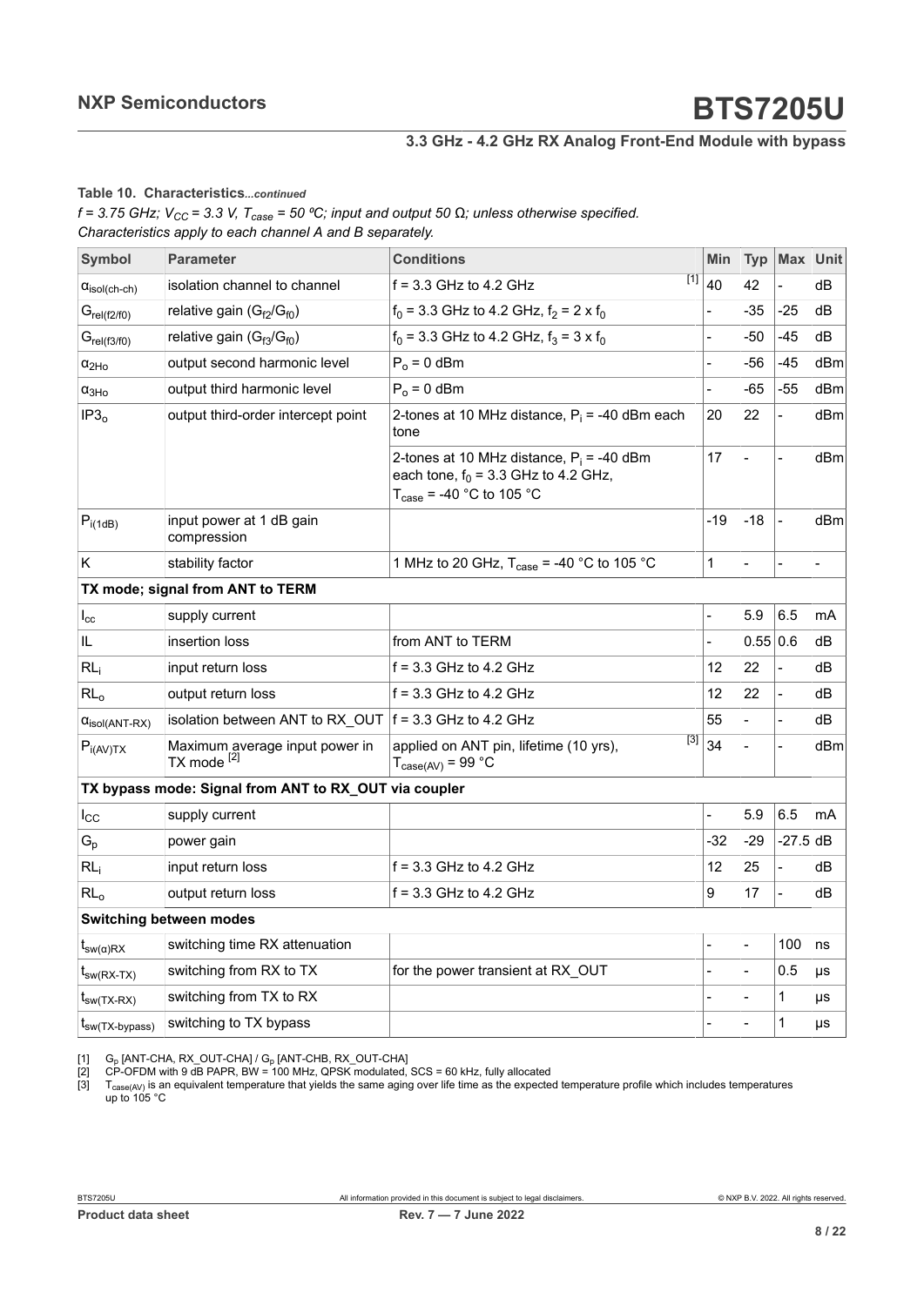**Table 10. Characteristics**...*continued*

*f = 3.75 GHz; $V_{CC}$ = 3.3 V, $T_{case}$ = 50 ºC; input and output 50 Ω; unless otherwise specified.*
*Characteristics apply to each channel A and B separately.*

| Symbol | Parameter | Conditions | Min | Typ | Max | Unit |
|---|---|---|---|---|---|---|
| $\alpha_{isol(ch-ch)}$ | isolation channel to channel | f = 3.3 GHz to 4.2 GHz [1] | 40 | 42 | - | dB |
| $G_{rel(f2/f0)}$ | relative gain ($G_{f2}/G_{f0}$) | $f_0$ = 3.3 GHz to 4.2 GHz, $f_2$ = 2 x $f_0$ | - | -35 | -25 | dB |
| $G_{rel(f3/f0)}$ | relative gain ($G_{f3}/G_{f0}$) | $f_0$ = 3.3 GHz to 4.2 GHz, $f_3$ = 3 x $f_0$ | - | -50 | -45 | dB |
| $\alpha_{2Ho}$ | output second harmonic level | $P_o$ = 0 dBm | - | -56 | -45 | dBm |
| $\alpha_{3Ho}$ | output third harmonic level | $P_o$ = 0 dBm | - | -65 | -55 | dBm |
| $IP3_o$ | output third-order intercept point | 2-tones at 10 MHz distance, $P_i$ = -40 dBm each tone | 20 | 22 | - | dBm |
| | | 2-tones at 10 MHz distance, $P_i$ = -40 dBm each tone, $f_0$ = 3.3 GHz to 4.2 GHz, $T_{case}$ = -40 °C to 105 °C | 17 | - | - | dBm |
| $P_{i(1dB)}$ | input power at 1 dB gain compression | | -19 | -18 | - | dBm |
| K | stability factor | 1 MHz to 20 GHz, $T_{case}$ = -40 °C to 105 °C | 1 | - | - | - |
| **TX mode; signal from ANT to TERM** | | | | | | |
| $I_{cc}$ | supply current | | - | 5.9 | 6.5 | mA |
| IL | insertion loss | from ANT to TERM | - | 0.55 | 0.6 | dB |
| $RL_i$ | input return loss | f = 3.3 GHz to 4.2 GHz | 12 | 22 | - | dB |
| $RL_o$ | output return loss | f = 3.3 GHz to 4.2 GHz | 12 | 22 | - | dB |
| $\alpha_{isol(ANT-RX)}$ | isolation between ANT to RX_OUT | f = 3.3 GHz to 4.2 GHz | 55 | - | - | dB |
| $P_{i(AV)TX}$ | Maximum average input power in TX mode [2] | applied on ANT pin, lifetime (10 yrs), $T_{case(AV)}$ = 99 °C [3] | 34 | - | - | dBm |
| **TX bypass mode: Signal from ANT to RX_OUT via coupler** | | | | | | |
| $I_{CC}$ | supply current | | - | 5.9 | 6.5 | mA |
| $G_p$ | power gain | | -32 | -29 | -27.5 | dB |
| $RL_i$ | input return loss | f = 3.3 GHz to 4.2 GHz | 12 | 25 | - | dB |
| $RL_o$ | output return loss | f = 3.3 GHz to 4.2 GHz | 9 | 17 | - | dB |
| **Switching between modes** | | | | | | |
| $t_{sw(\alpha)RX}$ | switching time RX attenuation | | - | - | 100 | ns |
| $t_{sw(RX-TX)}$ | switching from RX to TX | for the power transient at RX_OUT | - | - | 0.5 | μs |
| $t_{sw(TX-RX)}$ | switching from TX to RX | | - | - | 1 | μs |
| $t_{sw(TX-bypass)}$ | switching to TX bypass | | - | - | 1 | μs |

[1] $G_p$ [ANT-CHA, RX_OUT-CHA] / $G_p$ [ANT-CHB, RX_OUT-CHA]

[2] CP-OFDM with 9 dB PAPR, BW = 100 MHz, QPSK modulated, SCS = 60 kHz, fully allocated

[3] $T_{case(AV)}$ is an equivalent temperature that yields the same aging over life time as the expected temperature profile which includes temperatures up to 105 °C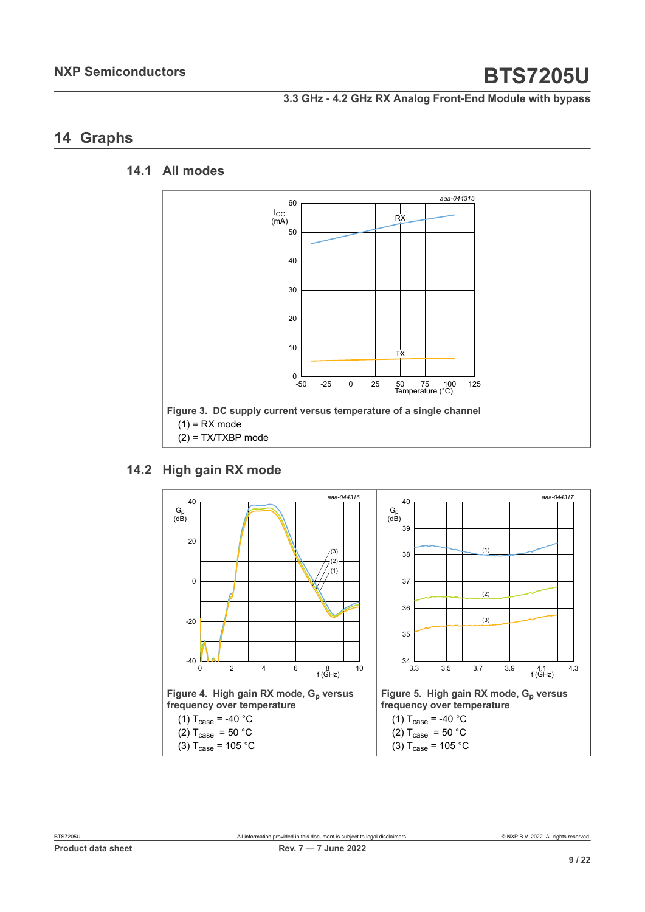## 14 Graphs

### 14.1 All modes

**Figure 3. DC supply current versus temperature of a single channel**

(1) = RX mode

(2) = TX/TXBP mode

### 14.2 High gain RX mode

**Figure 4. High gain RX mode, $G_p$ versus frequency over temperature**

(1) $T_{case}$ = -40 °C

(2) $T_{case}$ = 50 °C

(3) $T_{case}$ = 105 °C

**Figure 5. High gain RX mode, $G_p$ versus frequency over temperature**

(1) $T_{case}$ = -40 °C

(2) $T_{case}$ = 50 °C

(3) $T_{case}$ = 105 °C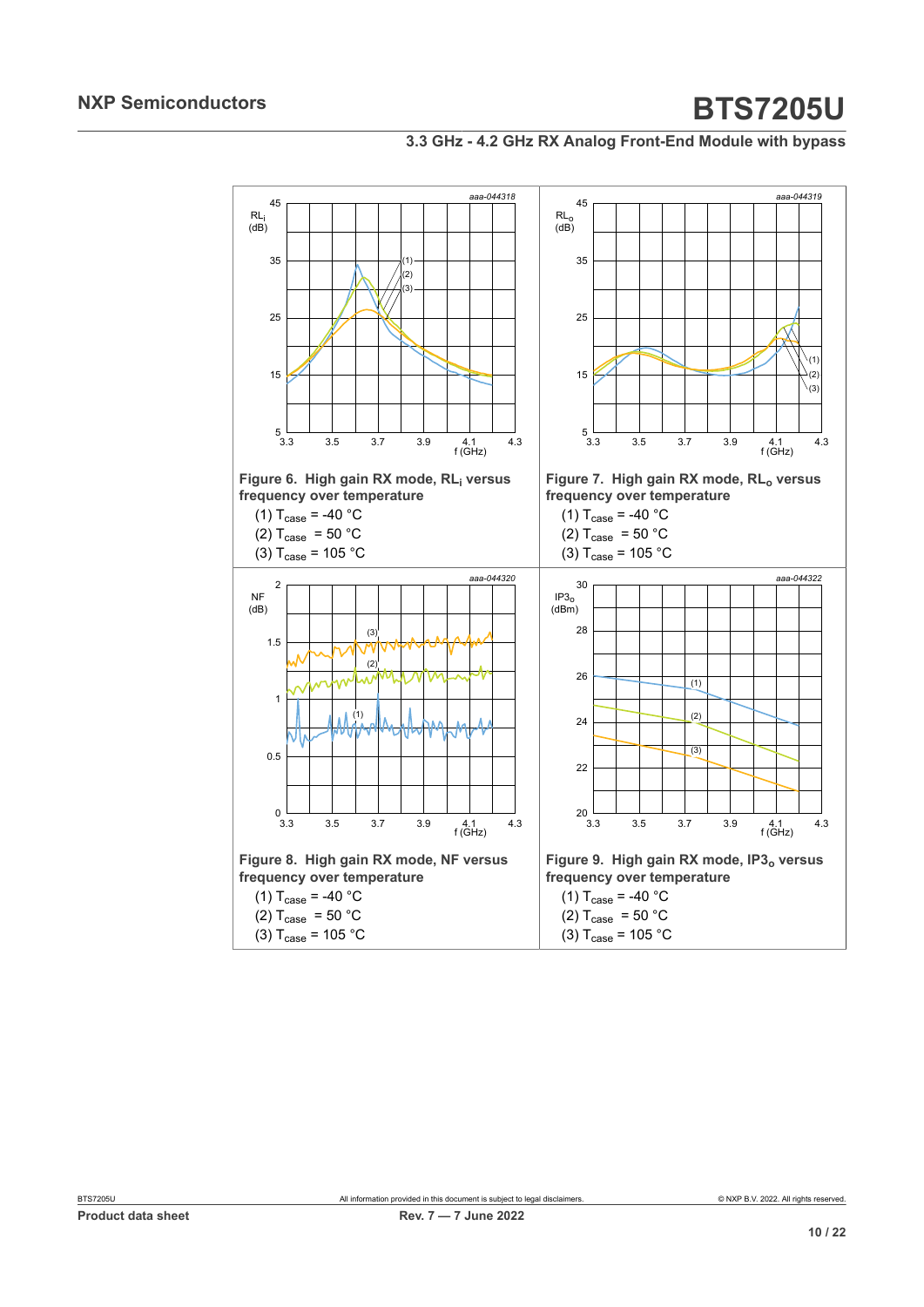aaa-044318

**Figure 6. High gain RX mode, $RL_i$ versus frequency over temperature**

(1) $T_{case}$ = -40 °C

(2) $T_{case}$ = 50 °C

(3) $T_{case}$ = 105 °C

aaa-044319

**Figure 7. High gain RX mode, $RL_o$ versus frequency over temperature**

(1) $T_{case}$ = -40 °C

(2) $T_{case}$ = 50 °C

(3) $T_{case}$ = 105 °C

aaa-044320

**Figure 8. High gain RX mode, NF versus frequency over temperature**

(1) $T_{case}$ = -40 °C

(2) $T_{case}$ = 50 °C

(3) $T_{case}$ = 105 °C

aaa-044322

**Figure 9. High gain RX mode, $IP3_o$ versus frequency over temperature**

(1) $T_{case}$ = -40 °C

(2) $T_{case}$ = 50 °C

(3) $T_{case}$ = 105 °C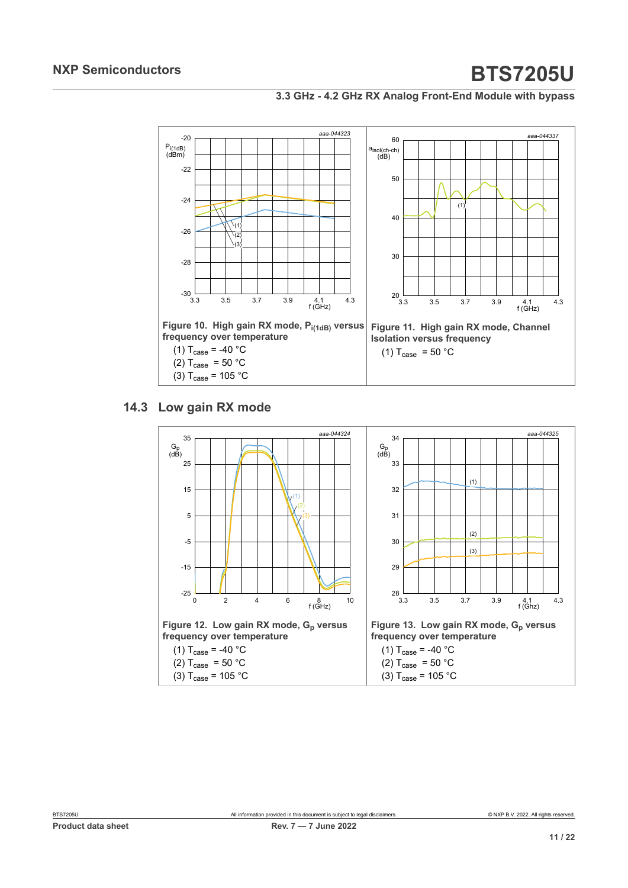Figure 10. High gain RX mode, $P_{i(1dB)}$ versus frequency over temperature

(1) $T_{case}$ = -40 °C

(2) $T_{case}$ = 50 °C

(3) $T_{case}$ = 105 °C

Figure 11. High gain RX mode, Channel Isolation versus frequency

(1) $T_{case}$ = 50 °C

## 14.3 Low gain RX mode

Figure 12. Low gain RX mode, $G_p$ versus frequency over temperature

(1) $T_{case}$ = -40 °C

(2) $T_{case}$ = 50 °C

(3) $T_{case}$ = 105 °C

Figure 13. Low gain RX mode, $G_p$ versus frequency over temperature

(1) $T_{case}$ = -40 °C

(2) $T_{case}$ = 50 °C

(3) $T_{case}$ = 105 °C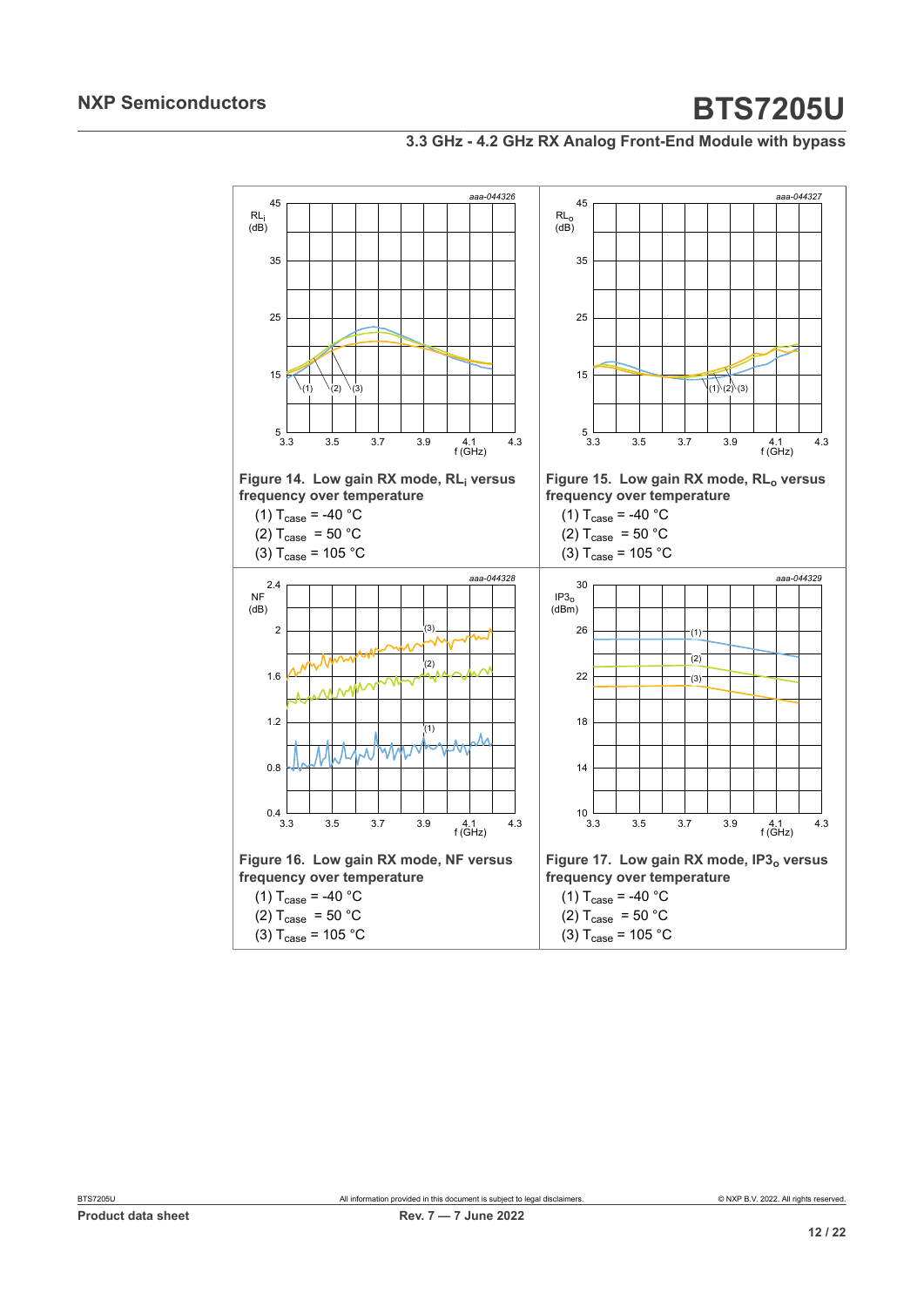Figure 14. Low gain RX mode, $RL_i$ versus frequency over temperature

(1) $T_{case}$ = -40 °C

(2) $T_{case}$ = 50 °C

(3) $T_{case}$ = 105 °C

Figure 15. Low gain RX mode, $RL_o$ versus frequency over temperature

(1) $T_{case}$ = -40 °C

(2) $T_{case}$ = 50 °C

(3) $T_{case}$ = 105 °C

Figure 16. Low gain RX mode, NF versus frequency over temperature

(1) $T_{case}$ = -40 °C

(2) $T_{case}$ = 50 °C

(3) $T_{case}$ = 105 °C

Figure 17. Low gain RX mode, $IP3_o$ versus frequency over temperature

(1) $T_{case}$ = -40 °C

(2) $T_{case}$ = 50 °C

(3) $T_{case}$ = 105 °C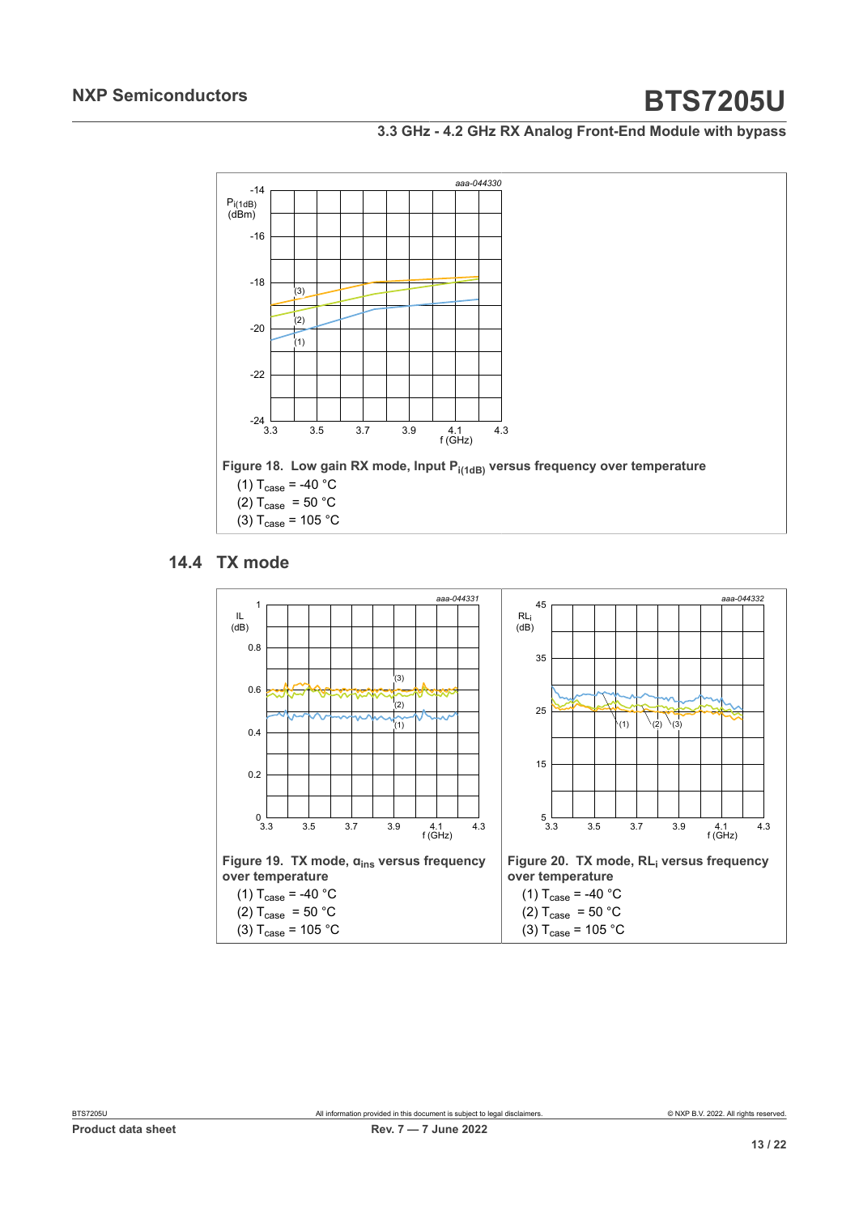Figure 18. Low gain RX mode, Input $P_{i(1dB)}$ versus frequency over temperature

(1) $T_{case}$ = -40 °C

(2) $T_{case}$ = 50 °C

(3) $T_{case}$ = 105 °C

## 14.4 TX mode

Figure 19. TX mode, $\alpha_{ins}$ versus frequency over temperature

(1) $T_{case}$ = -40 °C

(2) $T_{case}$ = 50 °C

(3) $T_{case}$ = 105 °C

Figure 20. TX mode, $RL_i$ versus frequency over temperature

(1) $T_{case}$ = -40 °C

(2) $T_{case}$ = 50 °C

(3) $T_{case}$ = 105 °C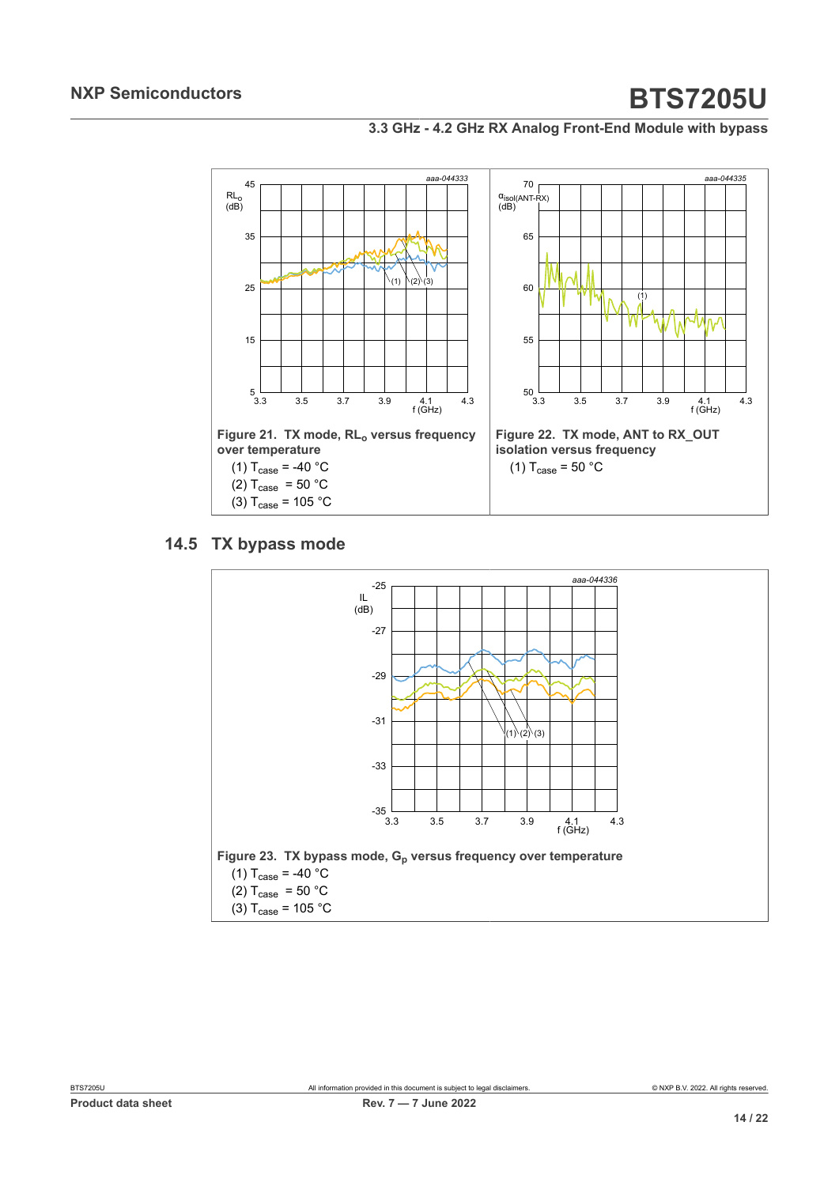Figure 21. TX mode, $RL_o$ versus frequency over temperature

(1) $T_{case}$ = -40 °C

(2) $T_{case}$ = 50 °C

(3) $T_{case}$ = 105 °C

Figure 22. TX mode, ANT to RX_OUT isolation versus frequency

(1) $T_{case}$ = 50 °C

## 14.5 TX bypass mode

Figure 23. TX bypass mode, $G_p$ versus frequency over temperature

(1) $T_{case}$ = -40 °C

(2) $T_{case}$ = 50 °C

(3) $T_{case}$ = 105 °C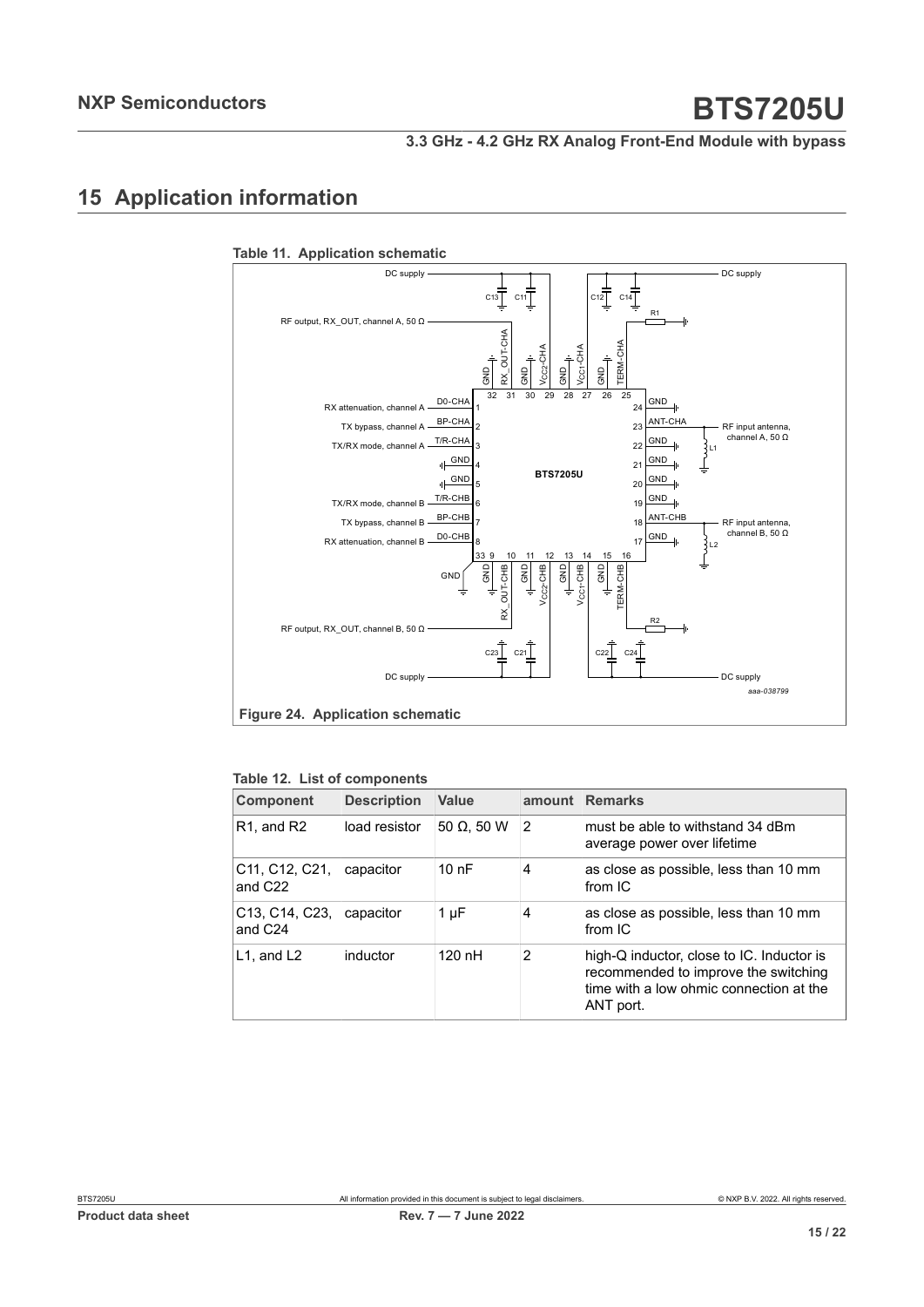# 15 Application information

**Table 11. Application schematic**

Figure 24. Application schematic

**Table 12. List of components**

| Component | Description | Value | amount | Remarks |
|---|---|---|---|---|
| R1, and R2 | load resistor | 50 Ω, 50 W | 2 | must be able to withstand 34 dBm average power over lifetime |
| C11, C12, C21, and C22 | capacitor | 10 nF | 4 | as close as possible, less than 10 mm from IC |
| C13, C14, C23, and C24 | capacitor | 1 μF | 4 | as close as possible, less than 10 mm from IC |
| L1, and L2 | inductor | 120 nH | 2 | high-Q inductor, close to IC. Inductor is recommended to improve the switching time with a low ohmic connection at the ANT port. |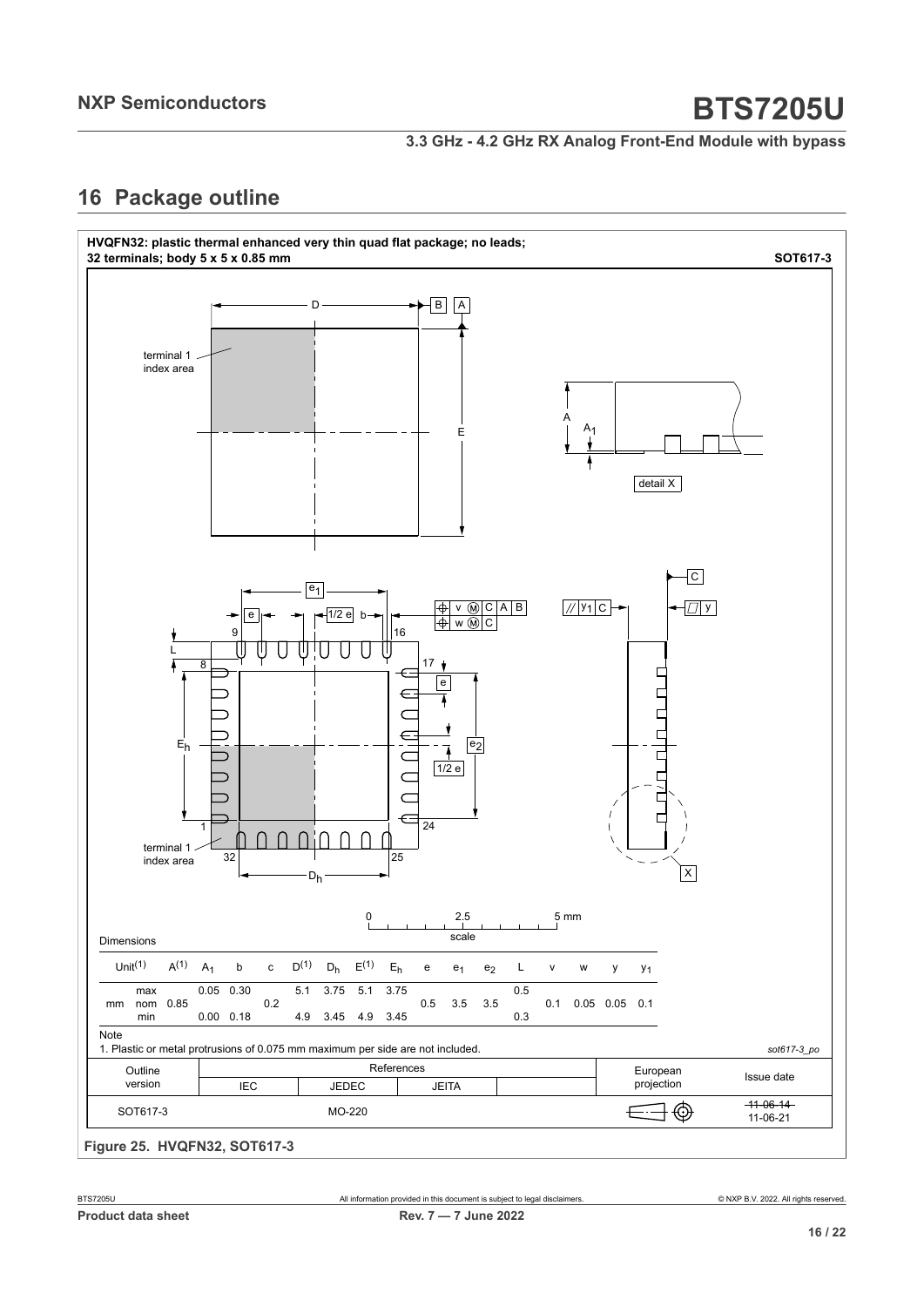# 16 Package outline

**HVQFN32: plastic thermal enhanced very thin quad flat package; no leads; 32 terminals; body 5 x 5 x 0.85 mm** **SOT617-3**

Dimensions

| Unit[1] | | $A^{(1)}$ | $A_1$ | b | c | $D^{(1)}$ | $D_h$ | $E^{(1)}$ | $E_h$ | e | $e_1$ | $e_2$ | L | v | w | y | $y_1$ |
|---|---|---|---|---|---|---|---|---|---|---|---|---|---|---|---|---|---|
| mm | max | | 0.05 | 0.30 | | 5.1 | 3.75 | 5.1 | 3.75 | | | | 0.5 | | | | |
| | nom | 0.85 | | | 0.2 | | | | | 0.5 | 3.5 | 3.5 | | 0.1 | 0.05 | 0.05 | 0.1 |
| | min | | 0.00 | 0.18 | | 4.9 | 3.45 | 4.9 | 3.45 | | | | 0.3 | | | | |

Note

1. Plastic or metal protrusions of 0.075 mm maximum per side are not included.

*sot617-3_po*

| Outline version | References | | | | European projection | Issue date |
|---|---|---|---|---|---|---|
| | IEC | JEDEC | JEITA | | | |
| SOT617-3 | | MO-220 | | | | ~~11-06-14~~ 11-06-21 |

**Figure 25. HVQFN32, SOT617-3**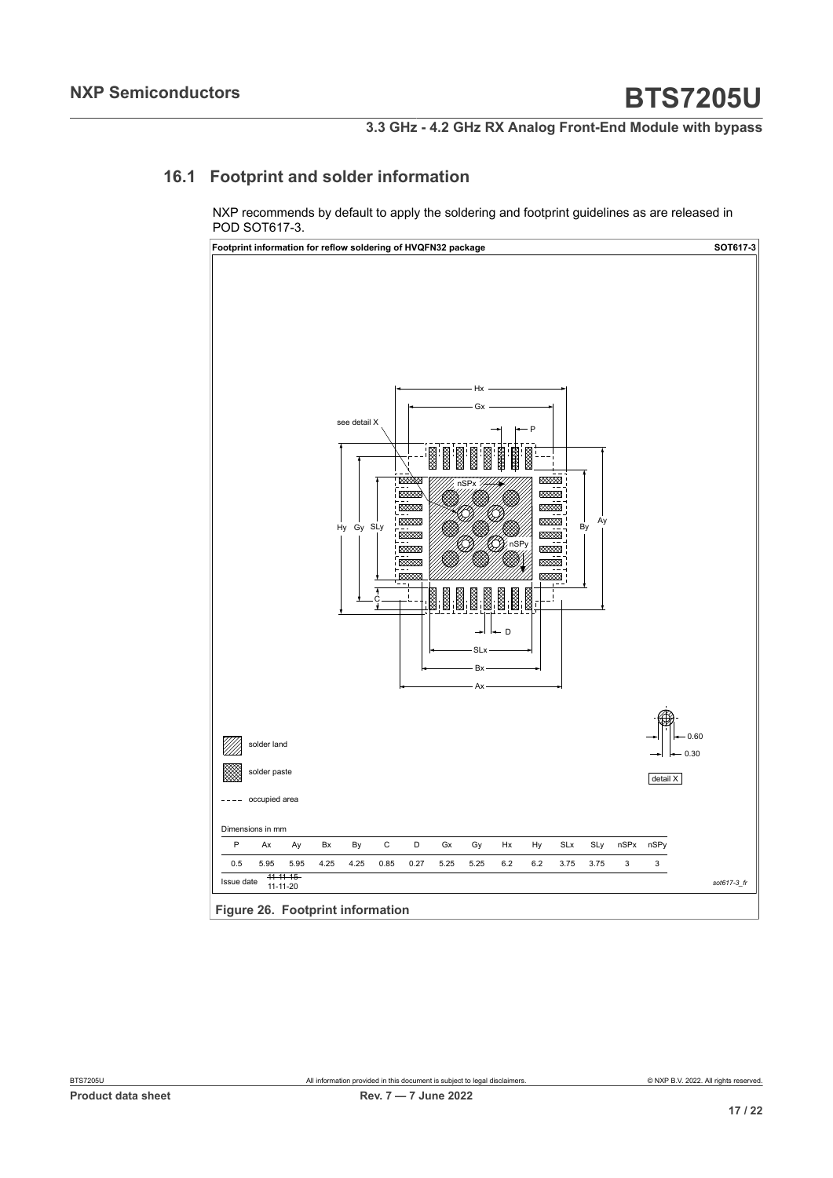## 16.1 Footprint and solder information

NXP recommends by default to apply the soldering and footprint guidelines as are released in POD SOT617-3.

**Footprint information for reflow soldering of HVQFN32 package** **SOT617-3**

solder land

solder paste

occupied area

Dimensions in mm

| P | Ax | Ay | Bx | By | C | D | Gx | Gy | Hx | Hy | SLx | SLy | nSPx | nSPy |
|---|---|---|---|---|---|---|---|---|---|---|---|---|---|---|
| 0.5 | 5.95 | 5.95 | 4.25 | 4.25 | 0.85 | 0.27 | 5.25 | 5.25 | 6.2 | 6.2 | 3.75 | 3.75 | 3 | 3 |

Issue date ~~11-11-15~~ 11-11-20

sot617-3_fr

**Figure 26. Footprint information**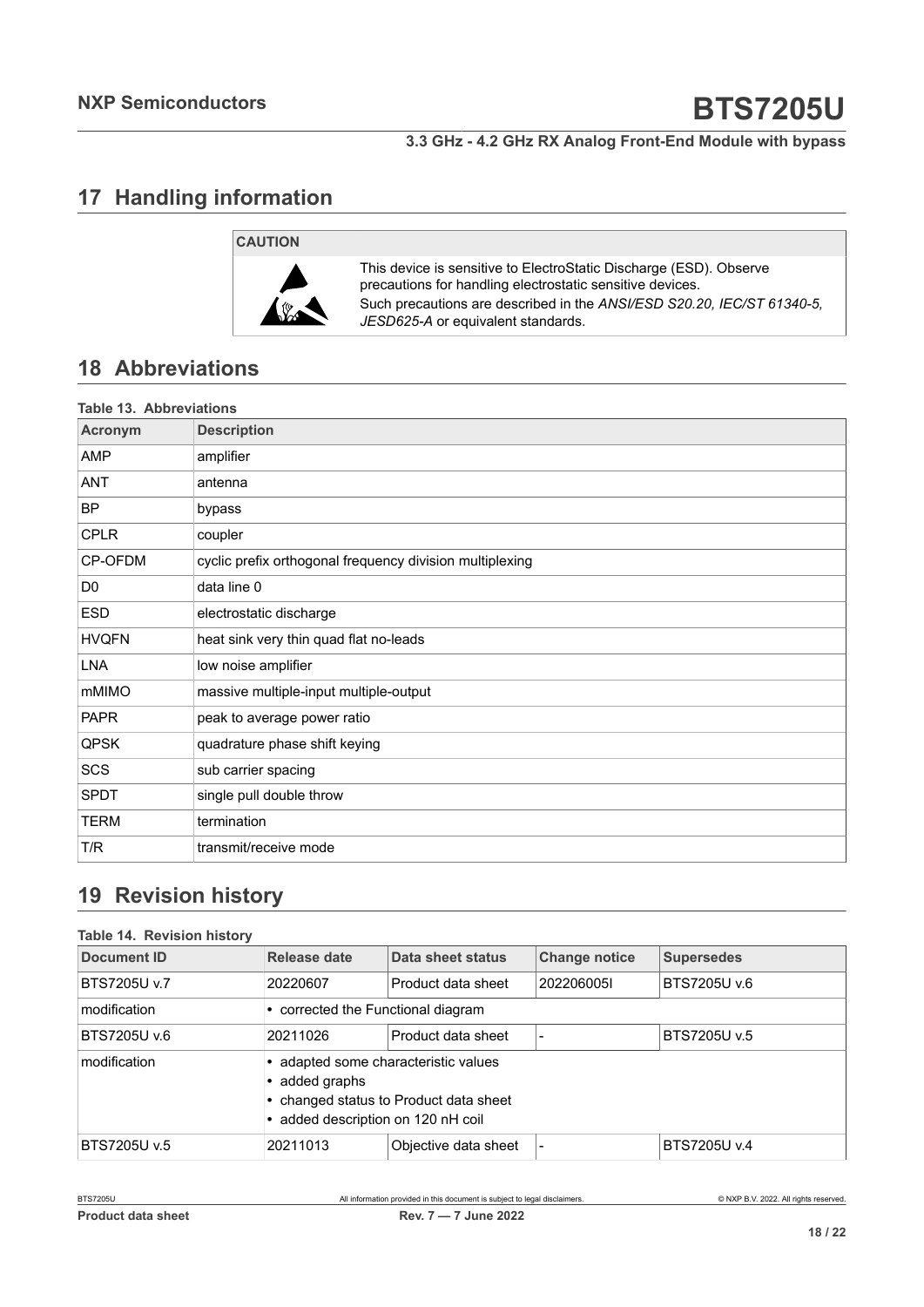## 17 Handling information

**CAUTION**

This device is sensitive to ElectroStatic Discharge (ESD). Observe precautions for handling electrostatic sensitive devices.
Such precautions are described in the *ANSI/ESD S20.20, IEC/ST 61340-5, JESD625-A* or equivalent standards.

## 18 Abbreviations

**Table 13. Abbreviations**

| Acronym | Description |
|---|---|
| AMP | amplifier |
| ANT | antenna |
| BP | bypass |
| CPLR | coupler |
| CP-OFDM | cyclic prefix orthogonal frequency division multiplexing |
| D0 | data line 0 |
| ESD | electrostatic discharge |
| HVQFN | heat sink very thin quad flat no-leads |
| LNA | low noise amplifier |
| mMIMO | massive multiple-input multiple-output |
| PAPR | peak to average power ratio |
| QPSK | quadrature phase shift keying |
| SCS | sub carrier spacing |
| SPDT | single pull double throw |
| TERM | termination |
| T/R | transmit/receive mode |

## 19 Revision history

**Table 14. Revision history**

| Document ID | Release date | Data sheet status | Change notice | Supersedes |
|---|---|---|---|---|
| BTS7205U v.7 | 20220607 | Product data sheet | 202206005I | BTS7205U v.6 |
| modification | • corrected the Functional diagram | | | |
| BTS7205U v.6 | 20211026 | Product data sheet | - | BTS7205U v.5 |
| modification | • adapted some characteristic values<br>• added graphs<br>• changed status to Product data sheet<br>• added description on 120 nH coil | | | |
| BTS7205U v.5 | 20211013 | Objective data sheet | - | BTS7205U v.4 |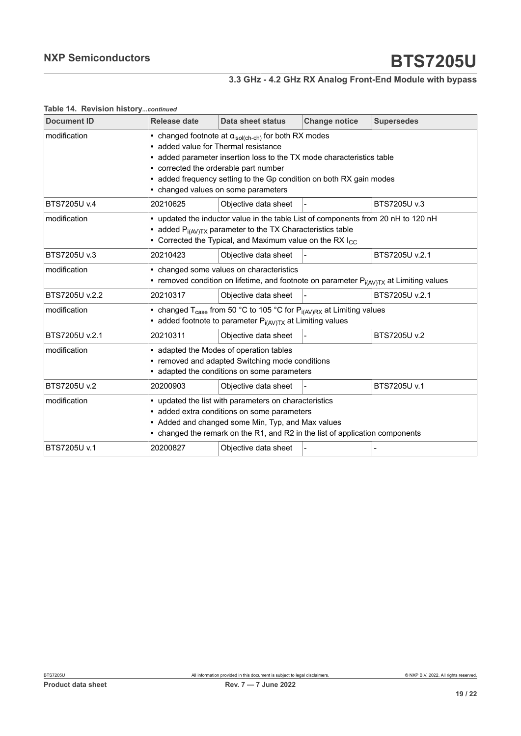**Table 14. Revision history**...*continued*

| Document ID | Release date | Data sheet status | Change notice | Supersedes |
| --- | --- | --- | --- | --- |
| modification | • changed footnote at $\alpha_{isol(ch-ch)}$ for both RX modes<br>• added value for Thermal resistance<br>• added parameter insertion loss to the TX mode characteristics table<br>• corrected the orderable part number<br>• added frequency setting to the Gp condition on both RX gain modes<br>• changed values on some parameters | | | |
| BTS7205U v.4 | 20210625 | Objective data sheet | - | BTS7205U v.3 |
| modification | • updated the inductor value in the table List of components from 20 nH to 120 nH<br>• added $P_{i(AV)TX}$ parameter to the TX Characteristics table<br>• Corrected the Typical, and Maximum value on the RX $I_{CC}$ | | | |
| BTS7205U v.3 | 20210423 | Objective data sheet | - | BTS7205U v.2.1 |
| modification | • changed some values on characteristics<br>• removed condition on lifetime, and footnote on parameter $P_{i(AV)TX}$ at Limiting values | | | |
| BTS7205U v.2.2 | 20210317 | Objective data sheet | - | BTS7205U v.2.1 |
| modification | • changed $T_{case}$ from 50 °C to 105 °C for $P_{i(AV)RX}$ at Limiting values<br>• added footnote to parameter $P_{i(AV)TX}$ at Limiting values | | | |
| BTS7205U v.2.1 | 20210311 | Objective data sheet | - | BTS7205U v.2 |
| modification | • adapted the Modes of operation tables<br>• removed and adapted Switching mode conditions<br>• adapted the conditions on some parameters | | | |
| BTS7205U v.2 | 20200903 | Objective data sheet | - | BTS7205U v.1 |
| modification | • updated the list with parameters on characteristics<br>• added extra conditions on some parameters<br>• Added and changed some Min, Typ, and Max values<br>• changed the remark on the R1, and R2 in the list of application components | | | |
| BTS7205U v.1 | 20200827 | Objective data sheet | - | - |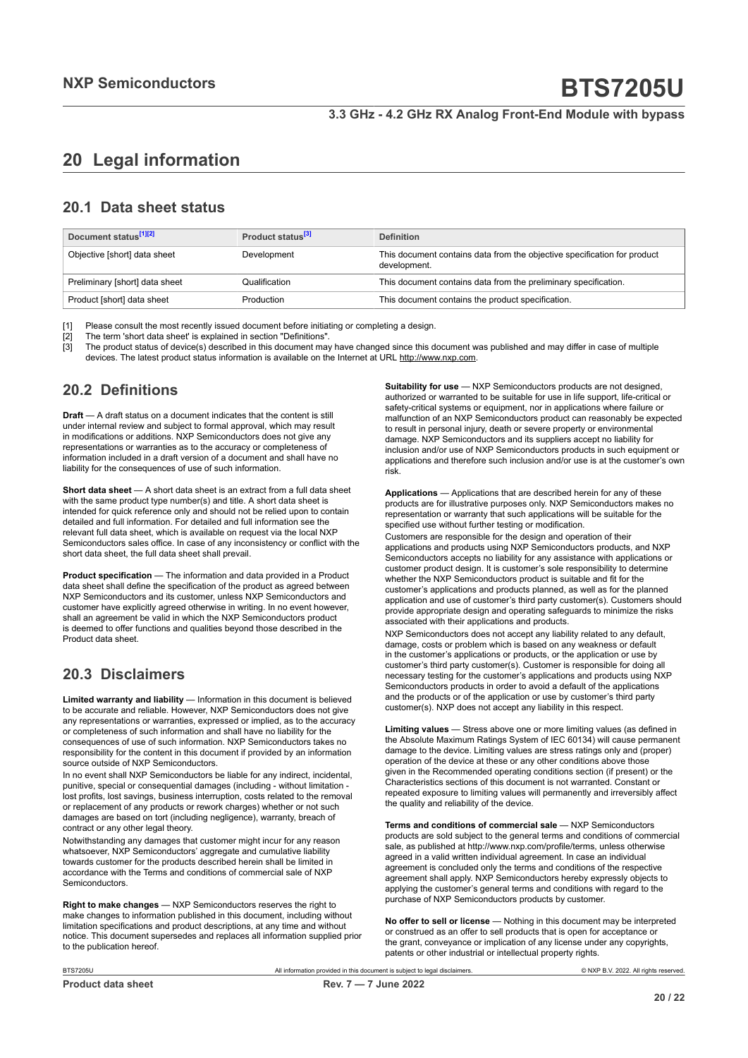# 20 Legal information

## 20.1 Data sheet status

| Document status[1][2] | Product status[3] | Definition |
|---|---|---|
| Objective [short] data sheet | Development | This document contains data from the objective specification for product development. |
| Preliminary [short] data sheet | Qualification | This document contains data from the preliminary specification. |
| Product [short] data sheet | Production | This document contains the product specification. |

[1] Please consult the most recently issued document before initiating or completing a design.
[2] The term 'short data sheet' is explained in section "Definitions".
[3] The product status of device(s) described in this document may have changed since this document was published and may differ in case of multiple devices. The latest product status information is available on the Internet at URL http://www.nxp.com.

## 20.2 Definitions

**Draft** — A draft status on a document indicates that the content is still under internal review and subject to formal approval, which may result in modifications or additions. NXP Semiconductors does not give any representations or warranties as to the accuracy or completeness of information included in a draft version of a document and shall have no liability for the consequences of use of such information.

**Short data sheet** — A short data sheet is an extract from a full data sheet with the same product type number(s) and title. A short data sheet is intended for quick reference only and should not be relied upon to contain detailed and full information. For detailed and full information see the relevant full data sheet, which is available on request via the local NXP Semiconductors sales office. In case of any inconsistency or conflict with the short data sheet, the full data sheet shall prevail.

**Product specification** — The information and data provided in a Product data sheet shall define the specification of the product as agreed between NXP Semiconductors and its customer, unless NXP Semiconductors and customer have explicitly agreed otherwise in writing. In no event however, shall an agreement be valid in which the NXP Semiconductors product is deemed to offer functions and qualities beyond those described in the Product data sheet.

## 20.3 Disclaimers

**Limited warranty and liability** — Information in this document is believed to be accurate and reliable. However, NXP Semiconductors does not give any representations or warranties, expressed or implied, as to the accuracy or completeness of such information and shall have no liability for the consequences of use of such information. NXP Semiconductors takes no responsibility for the content in this document if provided by an information source outside of NXP Semiconductors.

In no event shall NXP Semiconductors be liable for any indirect, incidental, punitive, special or consequential damages (including - without limitation - lost profits, lost savings, business interruption, costs related to the removal or replacement of any products or rework charges) whether or not such damages are based on tort (including negligence), warranty, breach of contract or any other legal theory.

Notwithstanding any damages that customer might incur for any reason whatsoever, NXP Semiconductors' aggregate and cumulative liability towards customer for the products described herein shall be limited in accordance with the Terms and conditions of commercial sale of NXP Semiconductors.

**Right to make changes** — NXP Semiconductors reserves the right to make changes to information published in this document, including without limitation specifications and product descriptions, at any time and without notice. This document supersedes and replaces all information supplied prior to the publication hereof.

**Suitability for use** — NXP Semiconductors products are not designed, authorized or warranted to be suitable for use in life support, life-critical or safety-critical systems or equipment, nor in applications where failure or malfunction of an NXP Semiconductors product can reasonably be expected to result in personal injury, death or severe property or environmental damage. NXP Semiconductors and its suppliers accept no liability for inclusion and/or use of NXP Semiconductors products in such equipment or applications and therefore such inclusion and/or use is at the customer's own risk.

**Applications** — Applications that are described herein for any of these products are for illustrative purposes only. NXP Semiconductors makes no representation or warranty that such applications will be suitable for the specified use without further testing or modification.

Customers are responsible for the design and operation of their applications and products using NXP Semiconductors products, and NXP Semiconductors accepts no liability for any assistance with applications or customer product design. It is customer's sole responsibility to determine whether the NXP Semiconductors product is suitable and fit for the customer's applications and products planned, as well as for the planned application and use of customer's third party customer(s). Customers should provide appropriate design and operating safeguards to minimize the risks associated with their applications and products.

NXP Semiconductors does not accept any liability related to any default, damage, costs or problem which is based on any weakness or default in the customer's applications or products, or the application or use by customer's third party customer(s). Customer is responsible for doing all necessary testing for the customer's applications and products using NXP Semiconductors products in order to avoid a default of the applications and the products or of the application or use by customer's third party customer(s). NXP does not accept any liability in this respect.

**Limiting values** — Stress above one or more limiting values (as defined in the Absolute Maximum Ratings System of IEC 60134) will cause permanent damage to the device. Limiting values are stress ratings only and (proper) operation of the device at these or any other conditions above those given in the Recommended operating conditions section (if present) or the Characteristics sections of this document is not warranted. Constant or repeated exposure to limiting values will permanently and irreversibly affect the quality and reliability of the device.

**Terms and conditions of commercial sale** — NXP Semiconductors products are sold subject to the general terms and conditions of commercial sale, as published at http://www.nxp.com/profile/terms, unless otherwise agreed in a valid written individual agreement. In case an individual agreement is concluded only the terms and conditions of the respective agreement shall apply. NXP Semiconductors hereby expressly objects to applying the customer's general terms and conditions with regard to the purchase of NXP Semiconductors products by customer.

**No offer to sell or license** — Nothing in this document may be interpreted or construed as an offer to sell products that is open for acceptance or the grant, conveyance or implication of any license under any copyrights, patents or other industrial or intellectual property rights.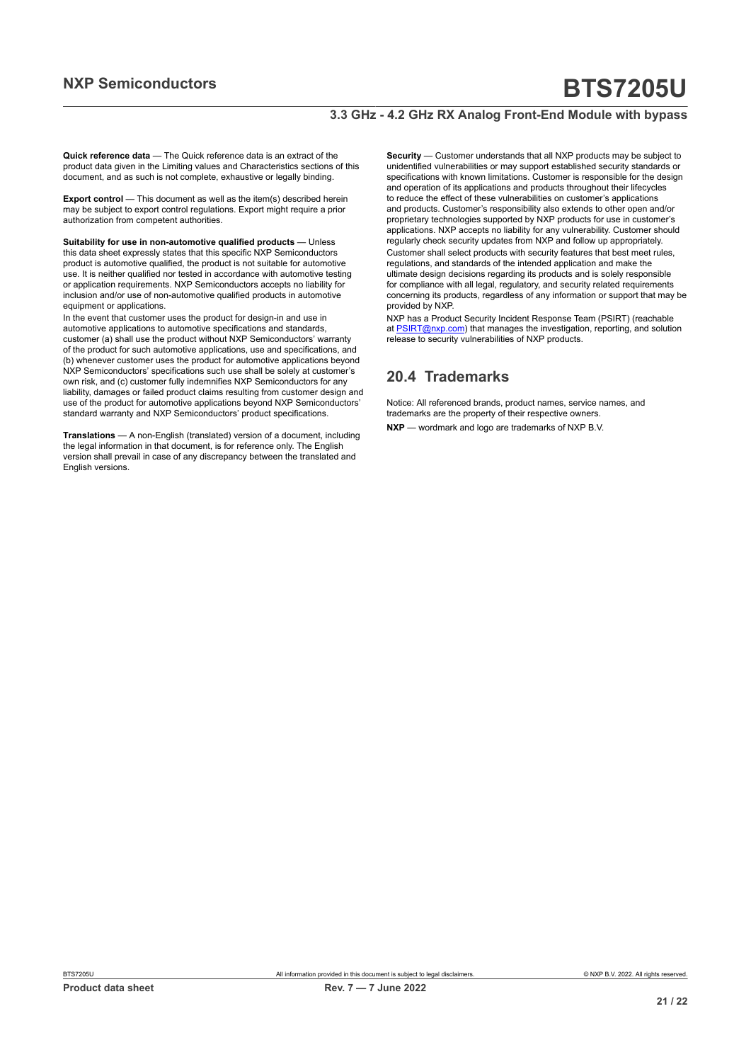**Quick reference data** — The Quick reference data is an extract of the product data given in the Limiting values and Characteristics sections of this document, and as such is not complete, exhaustive or legally binding.

**Export control** — This document as well as the item(s) described herein may be subject to export control regulations. Export might require a prior authorization from competent authorities.

**Suitability for use in non-automotive qualified products** — Unless this data sheet expressly states that this specific NXP Semiconductors product is automotive qualified, the product is not suitable for automotive use. It is neither qualified nor tested in accordance with automotive testing or application requirements. NXP Semiconductors accepts no liability for inclusion and/or use of non-automotive qualified products in automotive equipment or applications.

In the event that customer uses the product for design-in and use in automotive applications to automotive specifications and standards, customer (a) shall use the product without NXP Semiconductors' warranty of the product for such automotive applications, use and specifications, and (b) whenever customer uses the product for automotive applications beyond NXP Semiconductors' specifications such use shall be solely at customer's own risk, and (c) customer fully indemnifies NXP Semiconductors for any liability, damages or failed product claims resulting from customer design and use of the product for automotive applications beyond NXP Semiconductors' standard warranty and NXP Semiconductors' product specifications.

**Translations** — A non-English (translated) version of a document, including the legal information in that document, is for reference only. The English version shall prevail in case of any discrepancy between the translated and English versions.

**Security** — Customer understands that all NXP products may be subject to unidentified vulnerabilities or may support established security standards or specifications with known limitations. Customer is responsible for the design and operation of its applications and products throughout their lifecycles to reduce the effect of these vulnerabilities on customer's applications and products. Customer's responsibility also extends to other open and/or proprietary technologies supported by NXP products for use in customer's applications. NXP accepts no liability for any vulnerability. Customer should regularly check security updates from NXP and follow up appropriately.

Customer shall select products with security features that best meet rules, regulations, and standards of the intended application and make the ultimate design decisions regarding its products and is solely responsible for compliance with all legal, regulatory, and security related requirements concerning its products, regardless of any information or support that may be provided by NXP.

NXP has a Product Security Incident Response Team (PSIRT) (reachable at PSIRT@nxp.com) that manages the investigation, reporting, and solution release to security vulnerabilities of NXP products.

## 20.4 Trademarks

Notice: All referenced brands, product names, service names, and trademarks are the property of their respective owners.

**NXP** — wordmark and logo are trademarks of NXP B.V.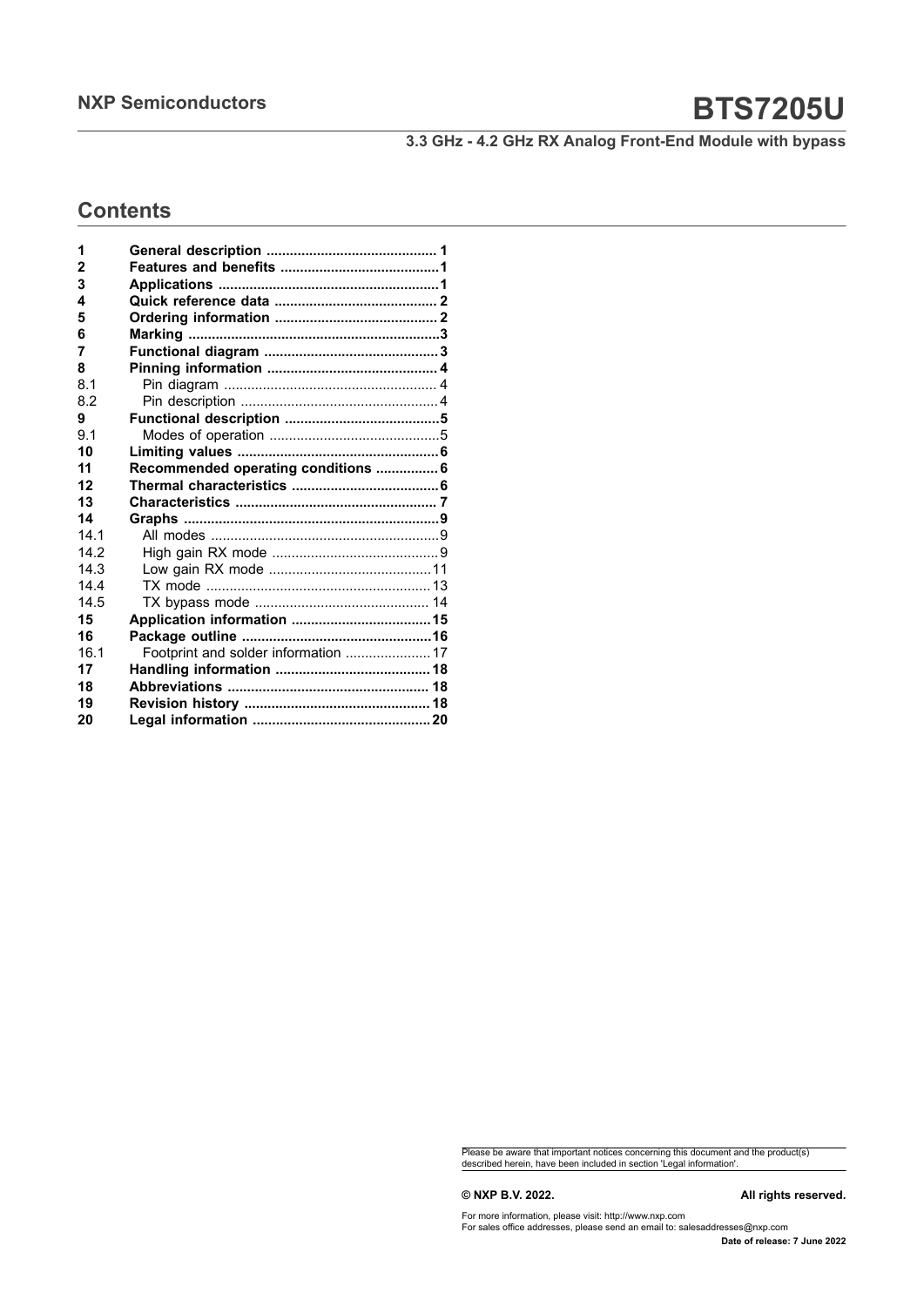## Contents

| | | |
|---|---|---|
| **1** | **General description** | **1** |
| **2** | **Features and benefits** | **1** |
| **3** | **Applications** | **1** |
| **4** | **Quick reference data** | **2** |
| **5** | **Ordering information** | **2** |
| **6** | **Marking** | **3** |
| **7** | **Functional diagram** | **3** |
| **8** | **Pinning information** | **4** |
| 8.1 | Pin diagram | 4 |
| 8.2 | Pin description | 4 |
| **9** | **Functional description** | **5** |
| 9.1 | Modes of operation | 5 |
| **10** | **Limiting values** | **6** |
| **11** | **Recommended operating conditions** | **6** |
| **12** | **Thermal characteristics** | **6** |
| **13** | **Characteristics** | **7** |
| **14** | **Graphs** | **9** |
| 14.1 | All modes | 9 |
| 14.2 | High gain RX mode | 9 |
| 14.3 | Low gain RX mode | 11 |
| 14.4 | TX mode | 13 |
| 14.5 | TX bypass mode | 14 |
| **15** | **Application information** | **15** |
| **16** | **Package outline** | **16** |
| 16.1 | Footprint and solder information | 17 |
| **17** | **Handling information** | **18** |
| **18** | **Abbreviations** | **18** |
| **19** | **Revision history** | **18** |
| **20** | **Legal information** | **20** |

Please be aware that important notices concerning this document and the product(s) described herein, have been included in section 'Legal information'.

**© NXP B.V. 2022.** **All rights reserved.**

For more information, please visit: http://www.nxp.com
For sales office addresses, please send an email to: salesaddresses@nxp.com

**Date of release: 7 June 2022**